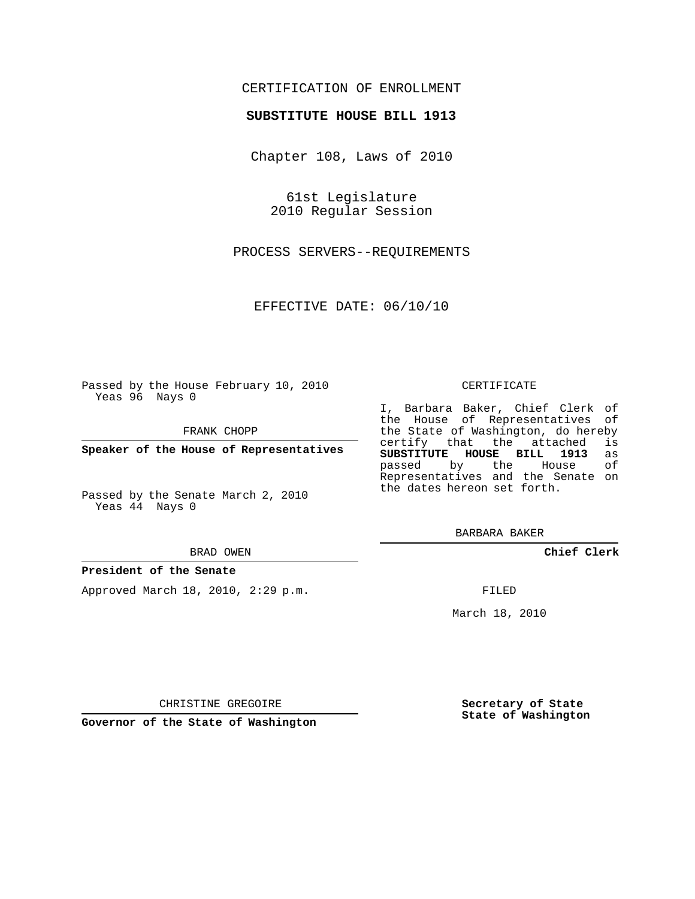CERTIFICATION OF ENROLLMENT

**SUBSTITUTE HOUSE BILL 1913**

Chapter 108, Laws of 2010

61st Legislature
2010 Regular Session

PROCESS SERVERS--REQUIREMENTS

EFFECTIVE DATE: 06/10/10

Passed by the House February 10, 2010
Yeas 96 Nays 0

FRANK CHOPP

**Speaker of the House of Representatives**

Passed by the Senate March 2, 2010
Yeas 44 Nays 0

BRAD OWEN

**President of the Senate**

Approved March 18, 2010, 2:29 p.m.

CHRISTINE GREGOIRE

**Governor of the State of Washington**

CERTIFICATE

I, Barbara Baker, Chief Clerk of the House of Representatives of the State of Washington, do hereby certify that the attached is **SUBSTITUTE HOUSE BILL 1913** as passed by the House of Representatives and the Senate on the dates hereon set forth.

BARBARA BAKER

**Chief Clerk**

FILED

March 18, 2010

**Secretary of State**
**State of Washington**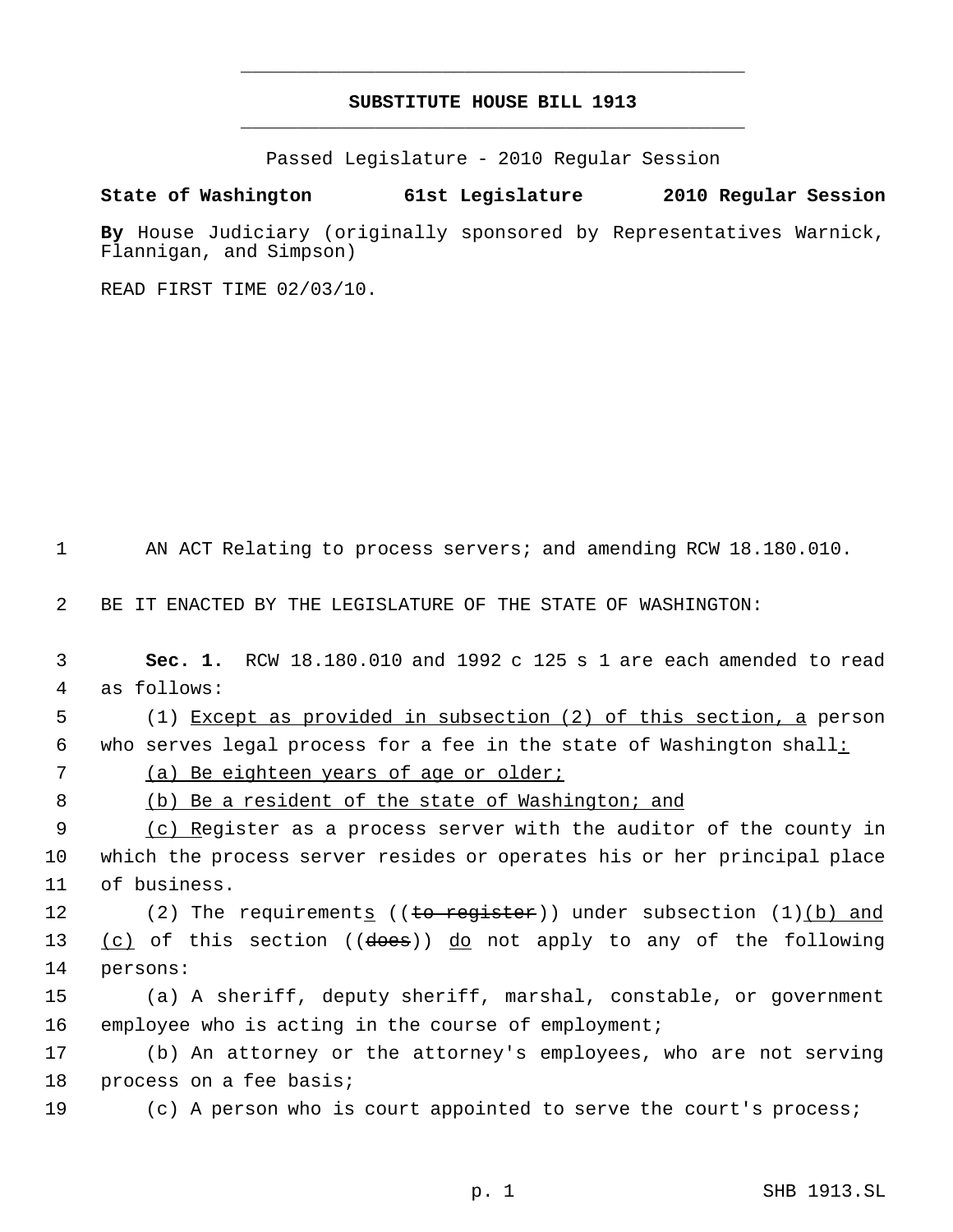# SUBSTITUTE HOUSE BILL 1913

Passed Legislature - 2010 Regular Session

**State of Washington 61st Legislature 2010 Regular Session**

**By** House Judiciary (originally sponsored by Representatives Warnick, Flannigan, and Simpson)

READ FIRST TIME 02/03/10.

AN ACT Relating to process servers; and amending RCW 18.180.010.

BE IT ENACTED BY THE LEGISLATURE OF THE STATE OF WASHINGTON:

**Sec. 1.** RCW 18.180.010 and 1992 c 125 s 1 are each amended to read as follows:

(1) Except as provided in subsection (2) of this section, a person who serves legal process for a fee in the state of Washington shall:

(a) Be eighteen years of age or older;

(b) Be a resident of the state of Washington; and

(c) Register as a process server with the auditor of the county in which the process server resides or operates his or her principal place of business.

(2) The requirements ((to register)) under subsection (1)(b) and (c) of this section ((does)) do not apply to any of the following persons:

(a) A sheriff, deputy sheriff, marshal, constable, or government employee who is acting in the course of employment;

(b) An attorney or the attorney's employees, who are not serving process on a fee basis;

(c) A person who is court appointed to serve the court's process;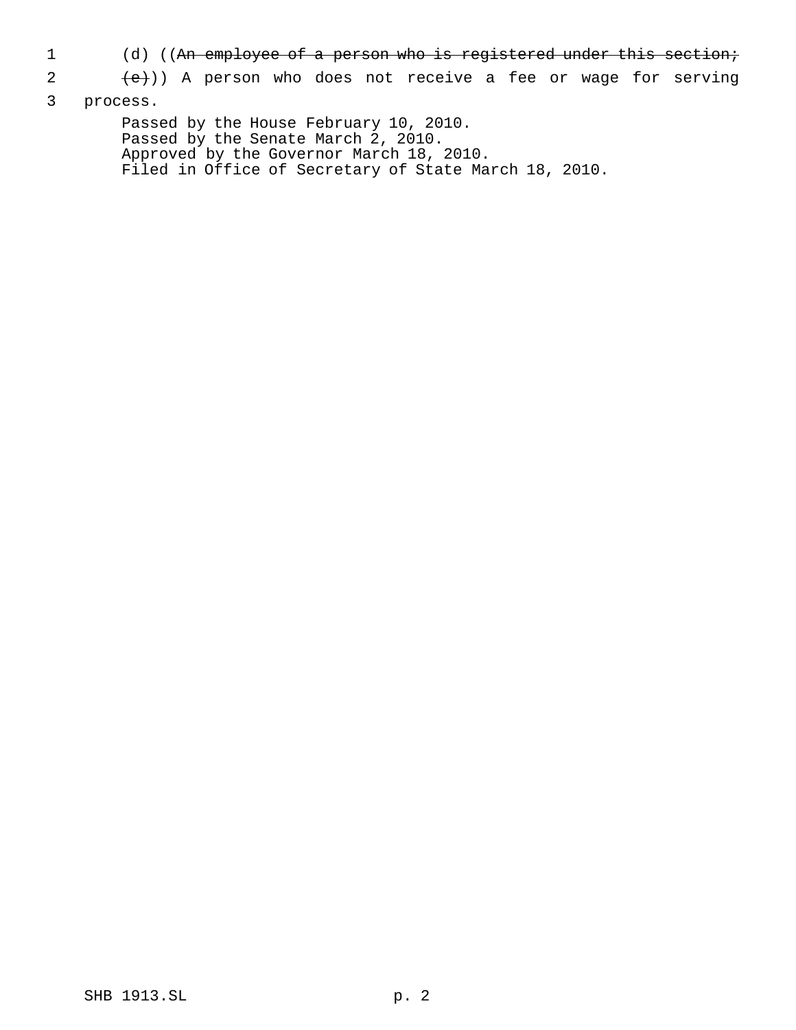(d) ((~~An employee of a person who is registered under this section;~~

~~(e)~~)) A person who does not receive a fee or wage for serving process.

Passed by the House February 10, 2010.
Passed by the Senate March 2, 2010.
Approved by the Governor March 18, 2010.
Filed in Office of Secretary of State March 18, 2010.